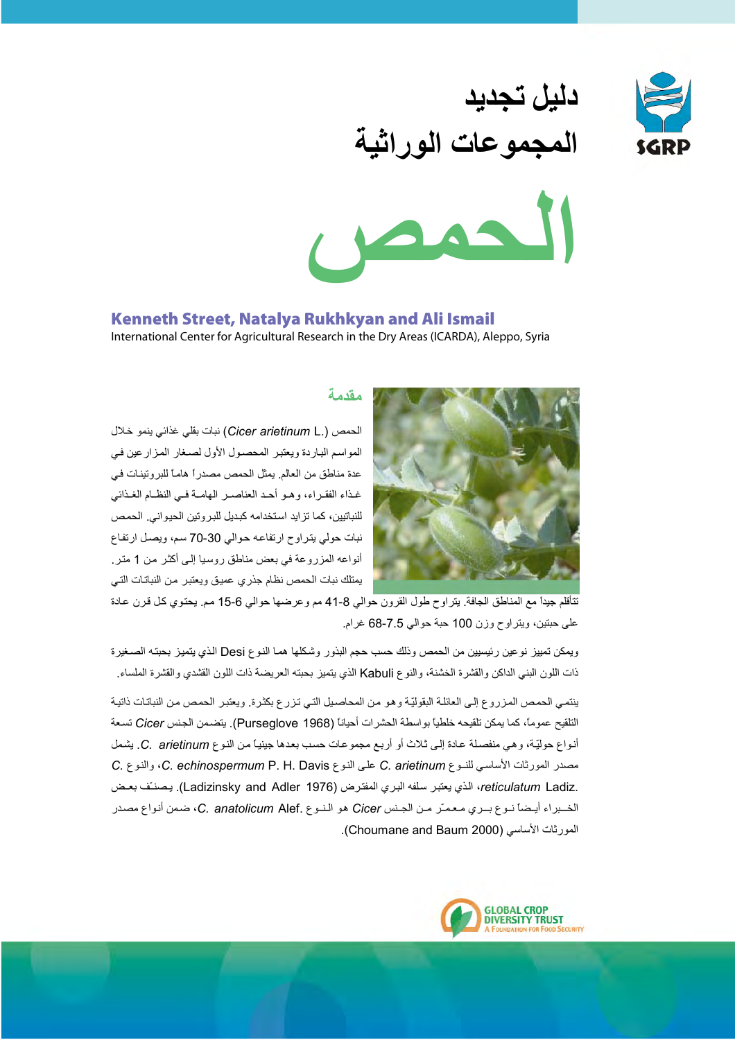# دليل تجديد المجموعات الوراثية

# الحمص

**Kenneth Street, Natalya Rukhkyan and Ali Ismail**

International Center for Agricultural Research in the Dry Areas (ICARDA), Aleppo, Syria

## مقدمة

الحمص (*Cicer arietinum* L.) نبات بقلي غذائي ينمو خلال المواسم الباردة ويعتبر المحصول الأول لصغار المزارعين في عدة مناطق من العالم. يمثل الحمص مصدراً هاماً للبروتينات في غذاء الفقراء، وهو أحد العناصر الهامة في النظام الغذائي للنباتيين، كما تزايد استخدامه كبديل للبروتين الحيواني. الحمص نبات حولي يتراوح ارتفاعه حوالي 30-70 سم، ويصل ارتفاع أنواعه المزروعة في بعض مناطق روسيا إلى أكثر من 1 متر. يمتلك نبات الحمص نظام جذري عميق ويعتبر من النباتات التي تتأقلم جيداً مع المناطق الجافة. يتراوح طول القرون حوالي 8-41 مم وعرضها حوالي 6-15 مم. يحتوي كل قرن عادة على حبتين، ويتراوح وزن 100 حبة حوالي 7.5-68 غرام.

ويمكن تمييز نوعين رئيسيين من الحمص وذلك حسب حجم البذور وشكلها هما النوع Desi الذي يتميز بحبته الصغيرة ذات اللون البني الداكن والقشرة الخشنة، والنوع Kabuli الذي يتميز بحبته العريضة ذات اللون القشدي والقشرة الملساء.

ينتمي الحمص المزروع إلى العائلة البقولية وهو من المحاصيل التي تزرع بكثرة. ويعتبر الحمص من النباتات ذاتية التلقيح عموماً، كما يمكن تلقيحه خلطياً بواسطة الحشرات أحياناً (Purseglove 1968). يتضمن الجنس *Cicer* تسعة أنواع حوليّة، وهي منفصلة عادة إلى ثلاث أو أربع مجموعات حسب بعدها جينياً من النوع *C. arietinum*. يشمل مصدر المورثات الأساسي للنوع *C. arietinum* على النوع *C. echinospermum* P. H. Davis، والنوع *C. reticulatum* Ladiz.، الذي يعتبر سلفه البري المفترض (Ladizinsky and Adler 1976). يصنّف بعض الخبراء أيضاً نوع بري معمّر من الجنس *Cicer* هو النوع *C. anatolicum* Alef.، ضمن أنواع مصدر المورثات الأساسي (Choumane and Baum 2000).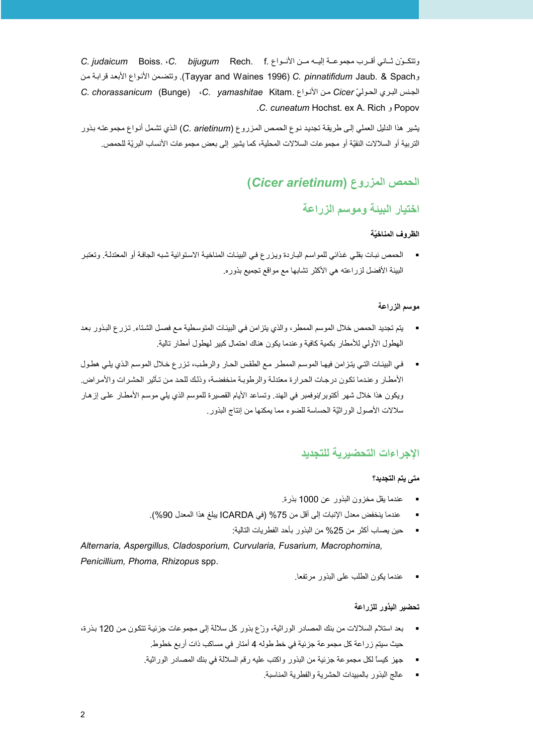وتتكوّن ثاني أقرب مجموعة إليه من الأنواع .C. judaicum Boiss. ،C. bijugum Rech. f و C. pinnatifidum Jaub. & Spach (Tayyar and Waines 1996). وتتضمن الأنواع الأبعد قرابة من الجنس البري الحوليّ Cicer من الأنواع C. yamashitae Kitam. ،C. chorassanicum (Bunge) و Popov و C. cuneatum Hochst. ex A. Rich.

يشير هذا الدليل العملي إلى طريقة تجديد نوع الحمص المزروع (C. arietinum) الذي تشمل أنواع مجموعته بذور التربية أو السلالات النقيّة أو مجموعات السلالات المحلية، كما يشير إلى بعض مجموعات الأنساب البريّة للحمص.

## الحمص المزروع (*Cicer arietinum*)

### اختيار البيئة وموسم الزراعة

#### الظروف المناخيّة

- الحمص نبات بقلي غذائي للمواسم الباردة ويزرع في البيئات المناخية الاستوائية شبه الجافة أو المعتدلة. وتعتبر البيئة الأفضل لزراعته هي الأكثر تشابها مع مواقع تجميع بذوره.

#### موسم الزراعة

- يتم تجديد الحمص خلال الموسم الممطر، والذي يتزامن في البيئات المتوسطية مع فصل الشتاء. تزرع البذور بعد الهطول الأولي للأمطار بكمية كافية وعندما يكون هناك احتمال كبير لهطول أمطار تالية.
- في البيئات التي يتزامن فيها الموسم الممطر مع الطقس الحار والرطب، تزرع خلال الموسم الذي يلي هطول الأمطار وعندما تكون درجات الحرارة معتدلة والرطوبة منخفضة، وذلك للحد من تأثير الحشرات والأمراض. ويكون هذا خلال شهر أكتوبر/نوفمبر في الهند. وتساعد الأيام القصيرة للموسم الذي يلي موسم الأمطار على إزهار سلالات الأصول الوراثيّة الحساسة للضوء مما يمكنها من إنتاج البذور.

## الإجراءات التحضيرية للتجديد

#### متى يتم التجديد؟

- عندما يقل مخزون البذور عن 1000 بذرة.
- عندما ينخفض معدل الإنبات إلى أقل من 75% (في ICARDA يبلغ هذا المعدل 90%).
- حين يصاب أكثر من 25% من البذور بأحد الفطريات التالية:

*Alternaria, Aspergillus, Cladosporium, Curvularia, Fusarium, Macrophomina, Penicillium, Phoma, Rhizopus* spp.

- عندما يكون الطلب على البذور مرتفعا.

#### تحضير البذور للزراعة

- بعد استلام السلالات من بنك المصادر الوراثية، وزّع بذور كل سلالة إلى مجموعات جزئية تتكون من 120 بذرة، حيث سيتم زراعة كل مجموعة جزئية في خط طوله 4 أمتار في مساكب ذات أربع خطوط.
- جهز كيساً لكل مجموعة جزئية من البذور واكتب عليه رقم السلالة في بنك المصادر الوراثية.
- عالج البذور بالمبيدات الحشرية والفطرية المناسبة.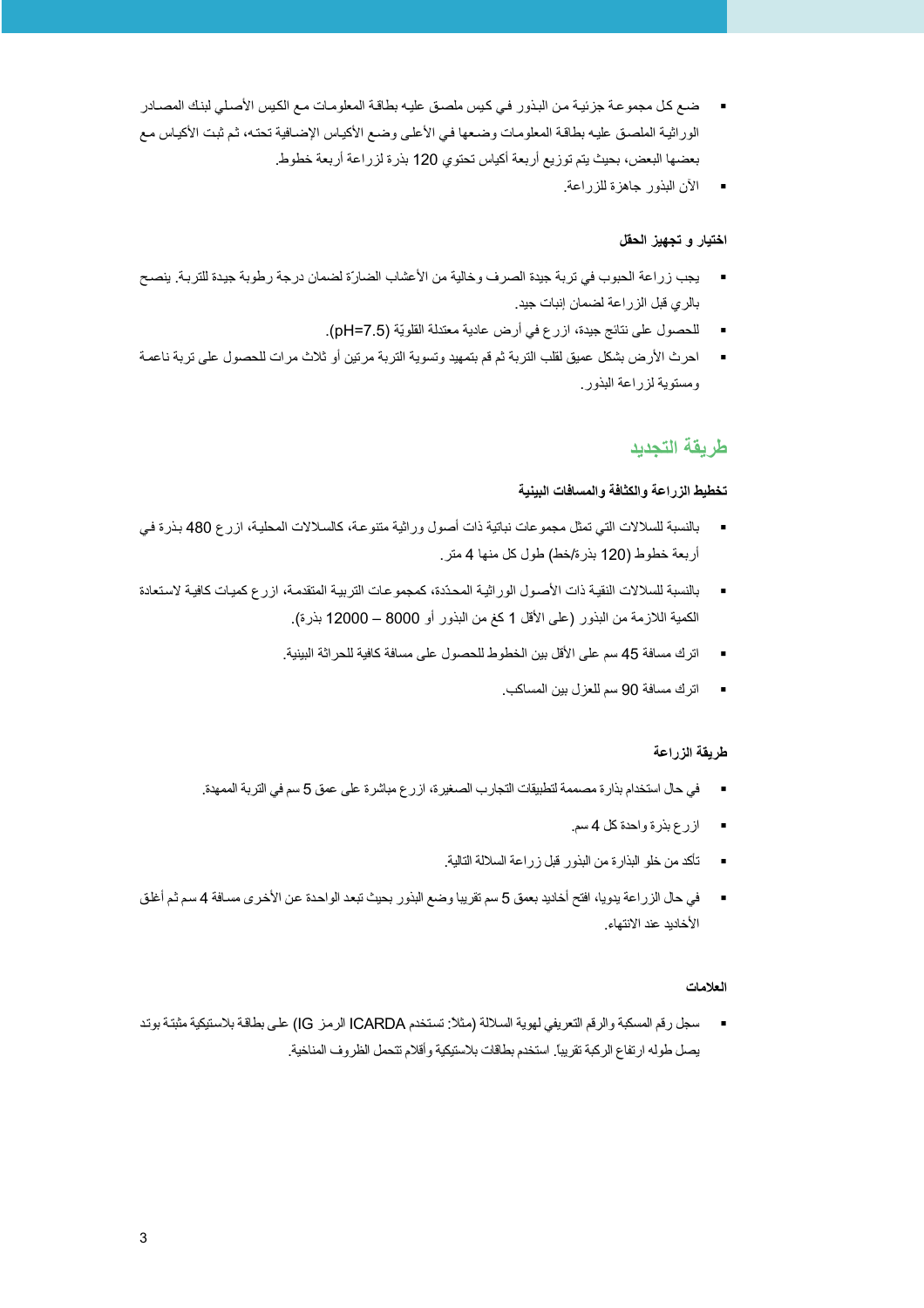- ضع كل مجموعة جزئية من البذور في كيس ملصق عليه بطاقة المعلومات مع الكيس الأصلي لبنك المصادر الوراثية الملصق عليه بطاقة المعلومات وضعها في الأعلى وضع الأكياس الإضافية تحته، ثم ثبت الأكياس مع بعضها البعض، بحيث يتم توزيع أربعة أكياس تحتوي 120 بذرة لزراعة أربعة خطوط.
- الآن البذور جاهزة للزراعة.

#### اختيار و تجهيز الحقل

- يجب زراعة الحبوب في تربة جيدة الصرف وخالية من الأعشاب الضارّة لضمان درجة رطوبة جيدة للتربة. ينصح بالري قبل الزراعة لضمان إنبات جيد.
- للحصول على نتائج جيدة، ازرع في أرض عادية معتدلة القلويّة (pH=7.5).
- احرث الأرض بشكل عميق لقلب التربة ثم قم بتمهيد وتسوية التربة مرتين أو ثلاث مرات للحصول على تربة ناعمة ومستوية لزراعة البذور.

## طريقة التجديد

#### تخطيط الزراعة والكثافة والمسافات البينية

- بالنسبة للسلالات التي تمثل مجموعات نباتية ذات أصول وراثية متنوعة، كالسلالات المحلية، ازرع 480 بذرة في أربعة خطوط (120 بذرة/خط) طول كل منها 4 متر.
- بالنسبة للسلالات النقية ذات الأصول الوراثية المحدّدة، كمجموعات التربية المتقدمة، ازرع كميات كافية لاستعادة الكمية اللازمة من البذور (على الأقل 1 كغ من البذور أو 8000 – 12000 بذرة).
- اترك مسافة 45 سم على الأقل بين الخطوط للحصول على مسافة كافية للحراثة البينية.
- اترك مسافة 90 سم للعزل بين المساكب.

#### طريقة الزراعة

- في حال استخدام بذارة مصممة لتطبيقات التجارب الصغيرة، ازرع مباشرة على عمق 5 سم في التربة الممهدة.
- ازرع بذرة واحدة كل 4 سم.
- تأكد من خلو البذارة من البذور قبل زراعة السلالة التالية.
- في حال الزراعة يدويا، افتح أخاديد بعمق 5 سم تقريبا وضع البذور بحيث تبعد الواحدة عن الأخرى مسافة 4 سم ثم أغلق الأخاديد عند الانتهاء.

#### العلامات

- سجل رقم المسكبة والرقم التعريفي لهوية السلالة (مثلا: تستخدم ICARDA الرمز IG) على بطاقة بلاستيكية مثبتة بوتد يصل طوله ارتفاع الركبة تقريباً. استخدم بطاقات بلاستيكية وأقلام تتحمل الظروف المناخية.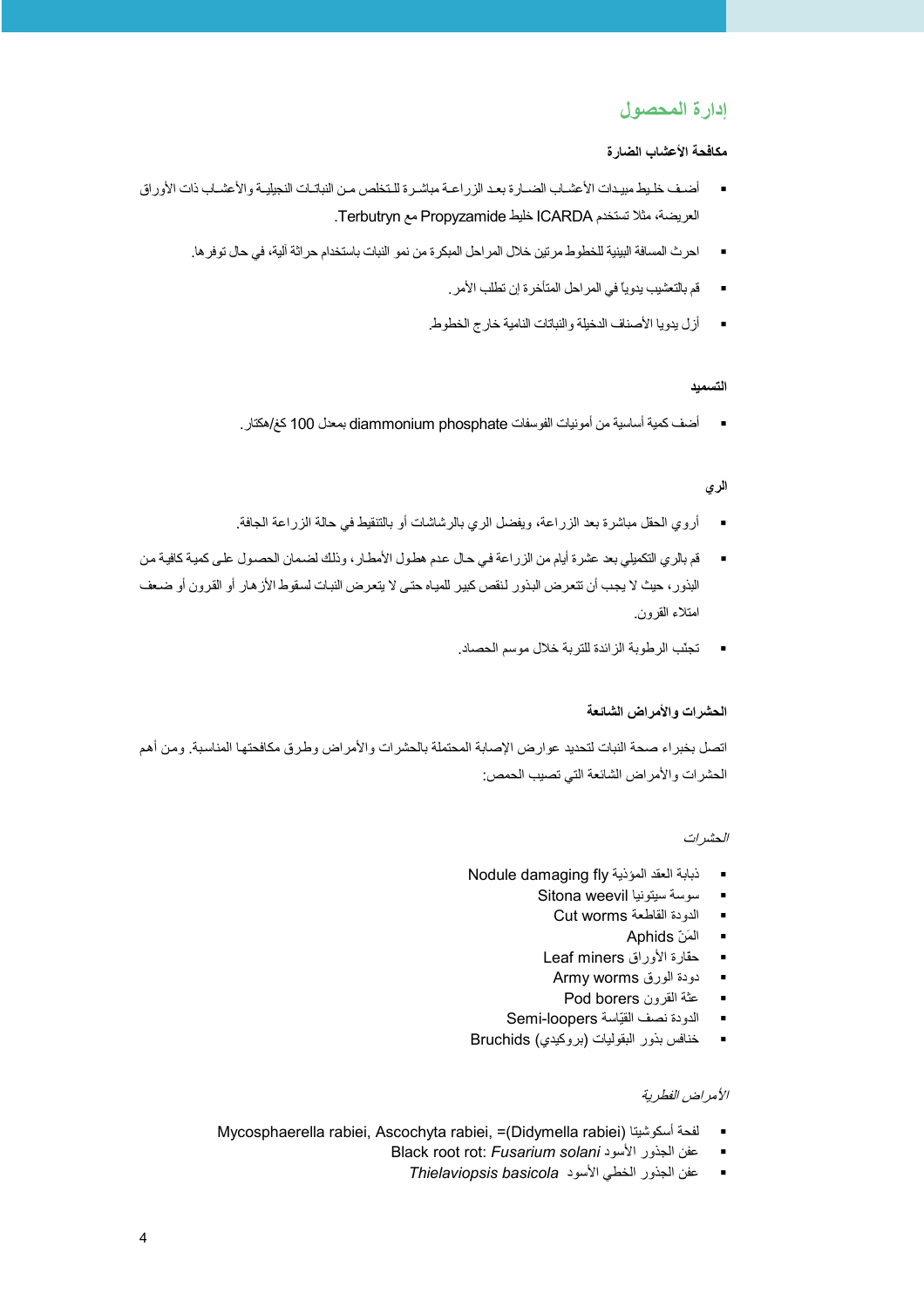## إدارة المحصول

### مكافحة الأعشاب الضارة

- أضف خليط مبيدات الأعشاب الضارة بعد الزراعة مباشرة للتخلص من النباتات النجيلية والأعشاب ذات الأوراق العريضة، مثلا تستخدم ICARDA خليط Propyzamide مع Terbutryn.
- احرث المسافة البينية للخطوط مرتين خلال المراحل المبكرة من نمو النبات باستخدام حراثة آلية، في حال توفرها.
- قم بالتعشيب يدوياً في المراحل المتأخرة إن تطلب الأمر.
- أزل يدويا الأصناف الدخيلة والنباتات النامية خارج الخطوط.

### التسميد

- أضف كمية أساسية من أمونيات الفوسفات diammonium phosphate بمعدل 100 كغ/هكتار.

### الري

- أروِ الحقل مباشرة بعد الزراعة، ويفضل الري بالرشاشات أو بالتنقيط في حالة الزراعة الجافة.
- قم بالري التكميلي بعد عشرة أيام من الزراعة في حال عدم هطول الأمطار، وذلك لضمان الحصول على كمية كافية من البذور، حيث لا يجب أن تتعرض البذور لنقص كبير للمياه حتى لا يتعرض النبات لسقوط الأزهار أو القرون أو ضعف امتلاء القرون.
- تجنّب الرطوبة الزائدة للتربة خلال موسم الحصاد.

### الحشرات والأمراض الشائعة

اتصل بخبراء صحة النبات لتحديد عوارض الإصابة المحتملة بالحشرات والأمراض وطرق مكافحتها المناسبة. ومن أهم الحشرات والأمراض الشائعة التي تصيب الحمص:

*الحشرات*

- ذبابة العقد المؤذية Nodule damaging fly
- سوسة سيتونيا Sitona weevil
- الدودة القاطعة Cut worms
- المَنّ Aphids
- حفارة الأوراق Leaf miners
- دودة الورق Army worms
- عثة القرون Pod borers
- الدودة نصف القيّاسة Semi-loopers
- خنافس بذور البقوليات (بروكيدي) Bruchids

*الأمراض الفطرية*

- لفحة أسكوشيتا Mycosphaerella rabiei, Ascochyta rabiei, =(Didymella rabiei)
- عفن الجذور الأسود Black root rot: *Fusarium solani*
- عفن الجذور الخطي الأسود *Thielaviopsis basicola*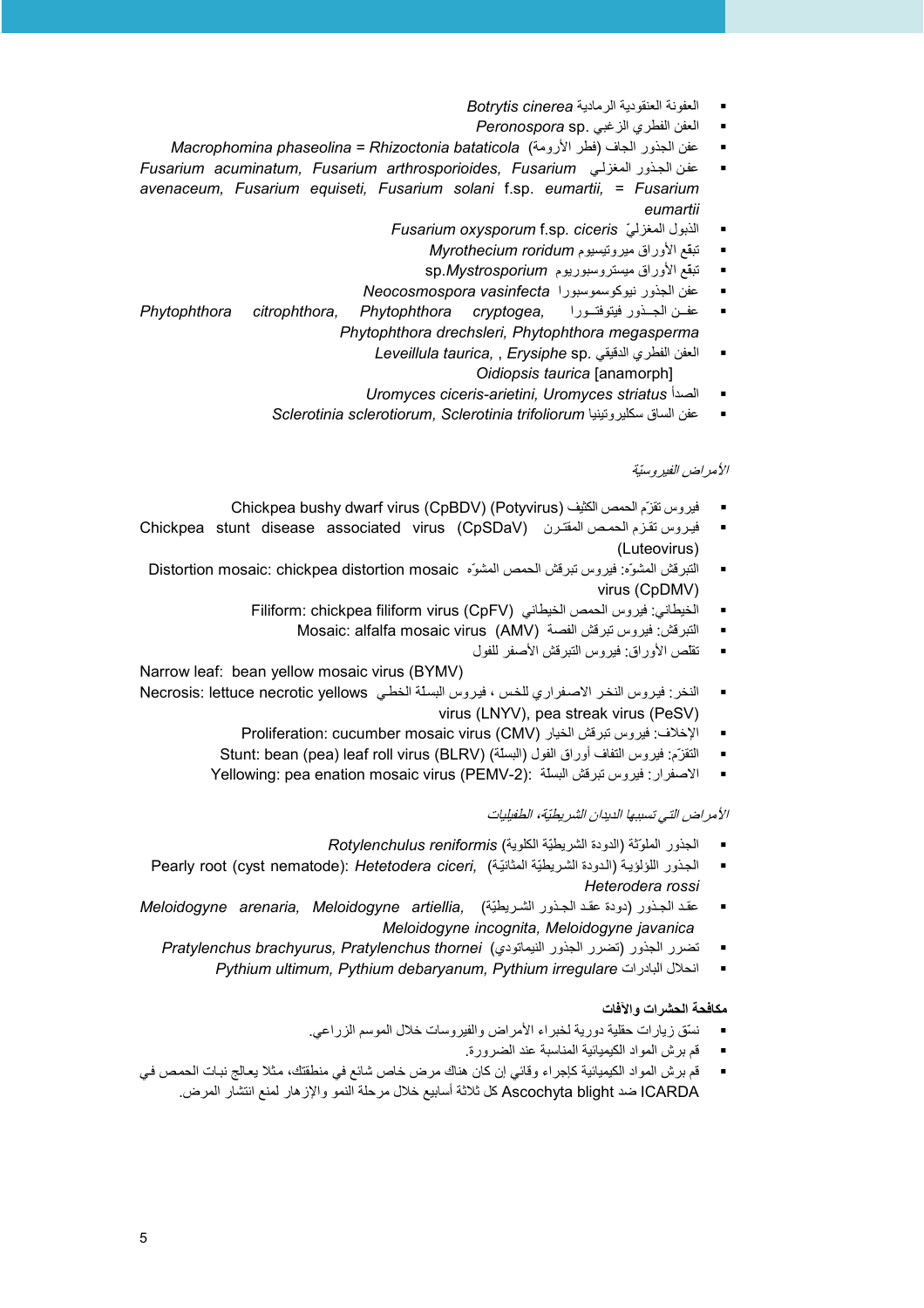- العفونة العنقودية الرمادية *Botrytis cinerea*
- العفن الفطري الزغبي *Peronospora* sp.
- عفن الجذور الجاف (فطر الأرومة) *Macrophomina phaseolina = Rhizoctonia bataticola*
- عفن الجذور المغزلي *Fusarium acuminatum, Fusarium arthrosporioides, Fusarium avenaceum, Fusarium equiseti, Fusarium solani* f.sp. *eumartii, = Fusarium eumartii*
- الذبول المغزليّ *Fusarium oxysporum* f.sp. *ciceris*
- تبقع الأوراق ميروتيسيوم *Myrothecium roridum*
- تبقع الأوراق ميستروسبوريوم *Mystrosporium* sp.
- عفن الجذور نيوكوسموسبورا *Neocosmospora vasinfecta*
- عفــن الجــذور فيتوفثــورا *Phytophthora citrophthora, Phytophthora cryptogea, Phytophthora drechsleri, Phytophthora megasperma*
- العفن الفطري الدقيقي *Leveillula taurica*, , *Erysiphe* sp. *Oidiopsis taurica* [anamorph]
- الصدأ *Uromyces ciceris-arietini, Uromyces striatus*
- عفن الساق سكليروتينيا *Sclerotinia sclerotiorum, Sclerotinia trifoliorum*

*الأمراض الفيروسيّة*

- فيروس تقزّم الحمص الكثيف Chickpea bushy dwarf virus (CpBDV) (Potyvirus)
- فيـروس تقـزم الحمـص المقتـرن Chickpea stunt disease associated virus (CpSDaV) (Luteovirus)
- التبرقش المشوّه: فيروس تبرقش الحمص المشوّه Distortion mosaic: chickpea distortion mosaic virus (CpDMV)
- الخيطاني: فيروس الحمص الخيطاني Filiform: chickpea filiform virus (CpFV)
- التبرقش: فيروس تبرقش الفصة Mosaic: alfalfa mosaic virus (AMV)
- تقلّص الأوراق: فيروس التبرقش الأصفر للفول

Narrow leaf: bean yellow mosaic virus (BYMV)

- النخر: فيروس النخر الاصفراري للخس ، فيروس البسلة الخطي Necrosis: lettuce necrotic yellows virus (LNYV), pea streak virus (PeSV)
- الإخلاف: فيروس تبرقش الخيار Proliferation: cucumber mosaic virus (CMV)
- التقزّم: فيروس التفاف أوراق الفول (البسلة) Stunt: bean (pea) leaf roll virus (BLRV)
- الاصفرار: فيروس تبرقش البسلة Yellowing: pea enation mosaic virus (PEMV-2):

*الأمراض التي تسببها الديدان الشريطيّة، الطفيليات*

- الجذور الملوّثة (الدودة الشريطيّة الكلوية) *Rotylenchulus reniformis*
- الجذور اللؤلؤية (الدودة الشريطيّة المثانيّة) Pearly root (cyst nematode): *Hetetodera ciceri, Heterodera rossi*
- عقد الجذور (دودة عقد الجذور الشريطيّة) *Meloidogyne arenaria, Meloidogyne artiellia, Meloidogyne incognita, Meloidogyne javanica*
- تضرر الجذور (تضرر الجذور النيماتودي) *Pratylenchus brachyurus, Pratylenchus thornei*
- انحلال البادرات *Pythium ultimum, Pythium debaryanum, Pythium irregulare*

**مكافحة الحشرات والآفات**

- نسّق زيارات حقلية دورية لخبراء الأمراض والفيروسات خلال الموسم الزراعي.
- قم برش المواد الكيميائية المناسبة عند الضرورة.
- قم برش المواد الكيميائية كإجراء وقائي إن كان هناك مرض خاص شائع في منطقتك، مثلا يعالج نبات الحمص في ICARDA ضد Ascochyta blight كل ثلاثة أسابيع خلال مرحلة النمو والإزهار لمنع انتشار المرض.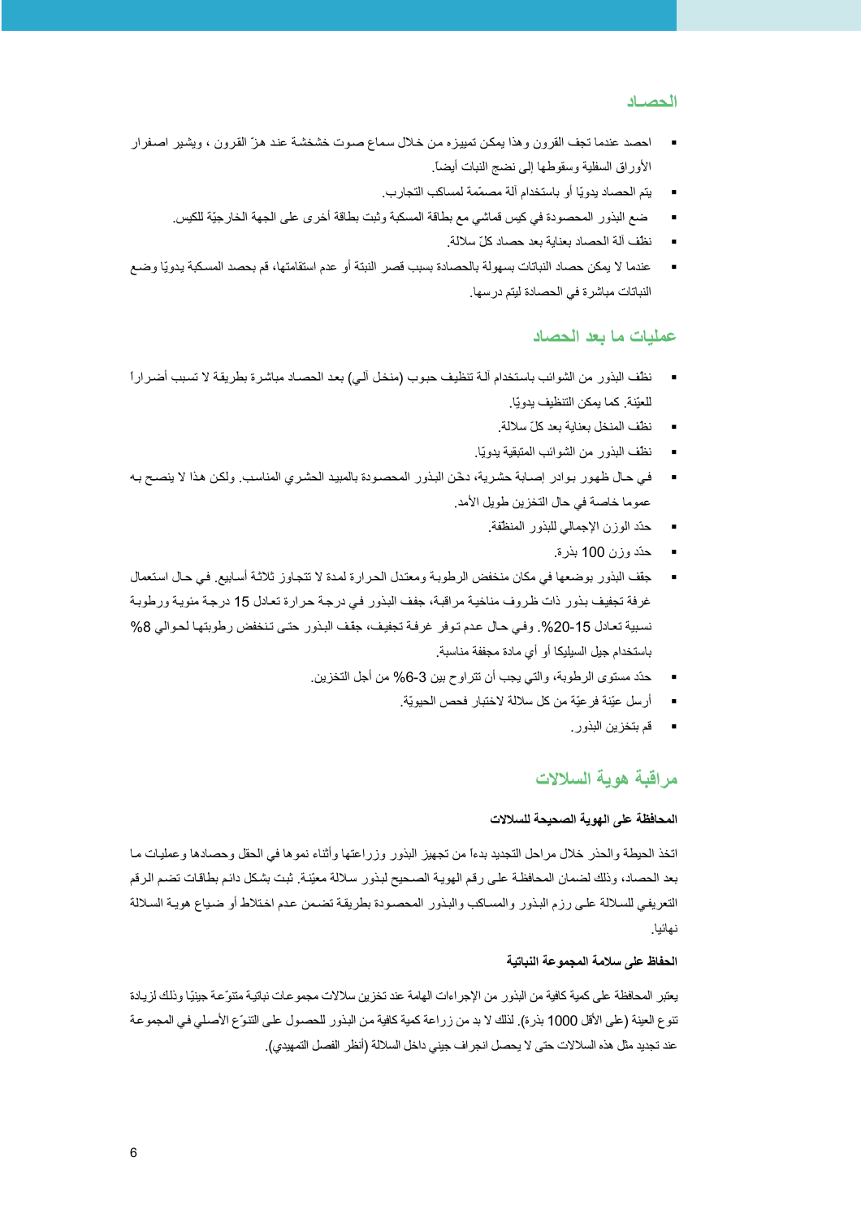## الحصـاد

- احصد عندما تجف القرون وهذا يمكن تمييزه من خلال سماع صوت خشخشة عند هزّ القرون ، ويشير اصفرار الأوراق السفلية وسقوطها إلى نضج النبات أيضاً.
- يتم الحصاد يدويًا أو باستخدام آلة مصمّمة لمساكب التجارب.
- ضع البذور المحصودة في كيس قماشي مع بطاقة المسكبة وثبت بطاقة أخرى على الجهة الخارجيّة للكيس.
- نظّف آلة الحصاد بعناية بعد حصاد كلّ سلالة.
- عندما لا يمكن حصاد النباتات بسهولة بالحصادة بسبب قصر النبتة أو عدم استقامتها، قم بحصد المسكبة يدويًا وضع النباتات مباشرة في الحصادة ليتم درسها.

## عمليات ما بعد الحصاد

- نظّف البذور من الشوائب باستخدام آلة تنظيف حبوب (منخل آلي) بعد الحصاد مباشرة بطريقة لا تسبب أضراراً للعيّنة. كما يمكن التنظيف يدويًا.
- نظّف المنخل بعناية بعد كلّ سلالة.
- نظّف البذور من الشوائب المتبقية يدويًا.
- في حال ظهور بوادر إصابة حشرية، دخّن البذور المحصودة بالمبيد الحشري المناسب. ولكن هذا لا ينصح به عموما خاصة في حال التخزين طويل الأمد.
- حدّد الوزن الإجمالي للبذور المنظّفة.
- حدّد وزن 100 بذرة.
- جفّف البذور بوضعها في مكان منخفض الرطوبة ومعتدل الحرارة لمدة لا تتجاوز ثلاثة أسابيع. في حال استعمال غرفة تجفيف بذور ذات ظروف مناخية مراقبة، جفف البذور في درجة حرارة تعادل 15 درجة مئوية ورطوبة نسبية تعادل 15-20%. وفي حال عدم توفر غرفة تجفيف، جفف البذور حتى تنخفض رطوبتها لحوالي 8% باستخدام جيل السيليكا أو أي مادة مجففة مناسبة.
- حدّد مستوى الرطوبة، والتي يجب أن تتراوح بين 3-6% من أجل التخزين.
- أرسل عيّنة فرعيّة من كل سلالة لاختبار فحص الحيويّة.
- قم بتخزين البذور.

## مراقبة هوية السلالات

### المحافظة على الهوية الصحيحة للسلالات

اتخذ الحيطة والحذر خلال مراحل التجديد بدءاً من تجهيز البذور وزراعتها وأثناء نموها في الحقل وحصادها وعمليات ما بعد الحصاد، وذلك لضمان المحافظة على رقم الهوية الصحيح لبذور سلالة معيّنة. ثبت بشكل دائم بطاقات تضم الرقم التعريفي للسلالة على رزم البذور والمساكب والبذور المحصودة بطريقة تضمن عدم اختلاط أو ضياع هوية السلالة نهائيا.

### الحفاظ على سلامة المجموعة النباتية

يعتبر المحافظة على كمية كافية من البذور من الإجراءات الهامة عند تخزين سلالات مجموعات نباتية متنوّعة جينيًا وذلك لزيادة تنوع العينة (على الأقل 1000 بذرة). لذلك لا بد من زراعة كمية كافية من البذور للحصول على التنوّع الأصلي في المجموعة عند تجديد مثل هذه السلالات حتى لا يحصل انجراف جيني داخل السلالة (أنظر الفصل التمهيدي).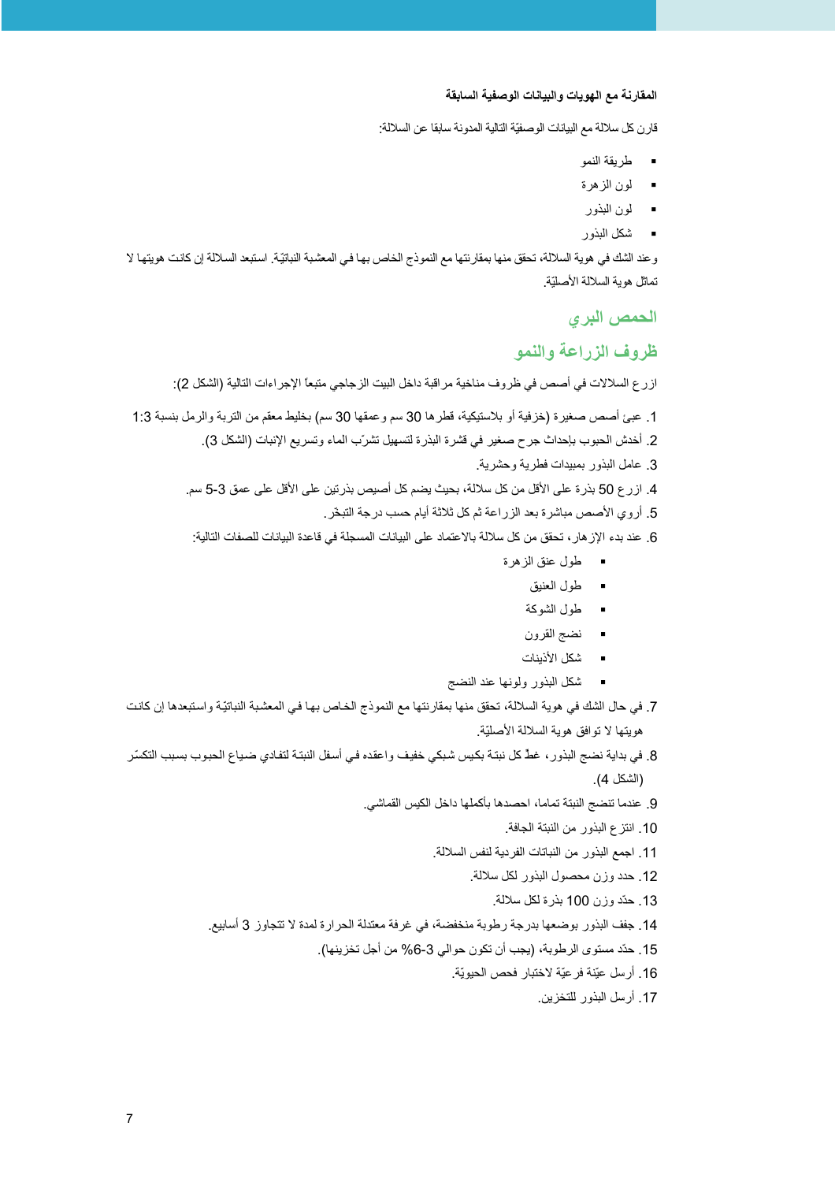**المقارنة مع الهويات والبيانات الوصفية السابقة**

قارن كل سلالة مع البيانات الوصفيّة التالية المدونة سابقا عن السلالة:

- طريقة النمو
- لون الزهرة
- لون البذور
- شكل البذور

وعند الشك في هوية السلالة، تحقق منها بمقارنتها مع النموذج الخاص بها في المعشبة النباتيّة. استبعد السلالة إن كانت هويتها لا تماثل هوية السلالة الأصليّة.

## الحمص البري

## ظروف الزراعة والنمو

ازرع السلالات في أصص في ظروف مناخية مراقبة داخل البيت الزجاجي متبعاً الإجراءات التالية (الشكل 2):

1. عبئ أصص صغيرة (خزفية أو بلاستيكية، قطرها 30 سم وعمقها 30 سم) بخليط معقم من التربة والرمل بنسبة 1:3
2. أخدش الحبوب بإحداث جرح صغير في قشرة البذرة لتسهيل تشرّب الماء وتسريع الإنبات (الشكل 3).
3. عامل البذور بمبيدات فطرية وحشرية.
4. ازرع 50 بذرة على الأقل من كل سلالة، بحيث يضم كل أصيص بذرتين على الأقل على عمق 3-5 سم.
5. أروِ الأصص مباشرة بعد الزراعة ثم كل ثلاثة أيام حسب درجة التبخر.
6. عند بدء الإزهار، تحقق من كل سلالة بالاعتماد على البيانات المسجلة في قاعدة البيانات للصفات التالية:
   - طول عنق الزهرة
   - طول العنيق
   - طول الشوكة
   - نضج القرون
   - شكل الأذينات
   - شكل البذور ولونها عند النضج
7. في حال الشك في هوية السلالة، تحقق منها بمقارنتها مع النموذج الخاص بها في المعشبة النباتيّة واستبعدها إن كانت هويتها لا توافق هوية السلالة الأصليّة.
8. في بداية نضج البذور، غطّ كل نبتة بكيس شبكي خفيف واعقده في أسفل النبتة لتفادي ضياع الحبوب بسبب التكسّر (الشكل 4).
9. عندما تنضج النبتة تماما، احصدها بأكملها داخل الكيس القماشي.
10. انتزع البذور من النبتة الجافة.
11. اجمع البذور من النباتات الفردية لنفس السلالة.
12. حدد وزن محصول البذور لكل سلالة.
13. حدّد وزن 100 بذرة لكل سلالة.
14. جفف البذور بوضعها بدرجة رطوبة منخفضة، في غرفة معتدلة الحرارة لمدة لا تتجاوز 3 أسابيع.
15. حدّد مستوى الرطوبة، (يجب أن تكون حوالي 3-6% من أجل تخزينها).
16. أرسل عيّنة فرعيّة لاختبار فحص الحيويّة.
17. أرسل البذور للتخزين.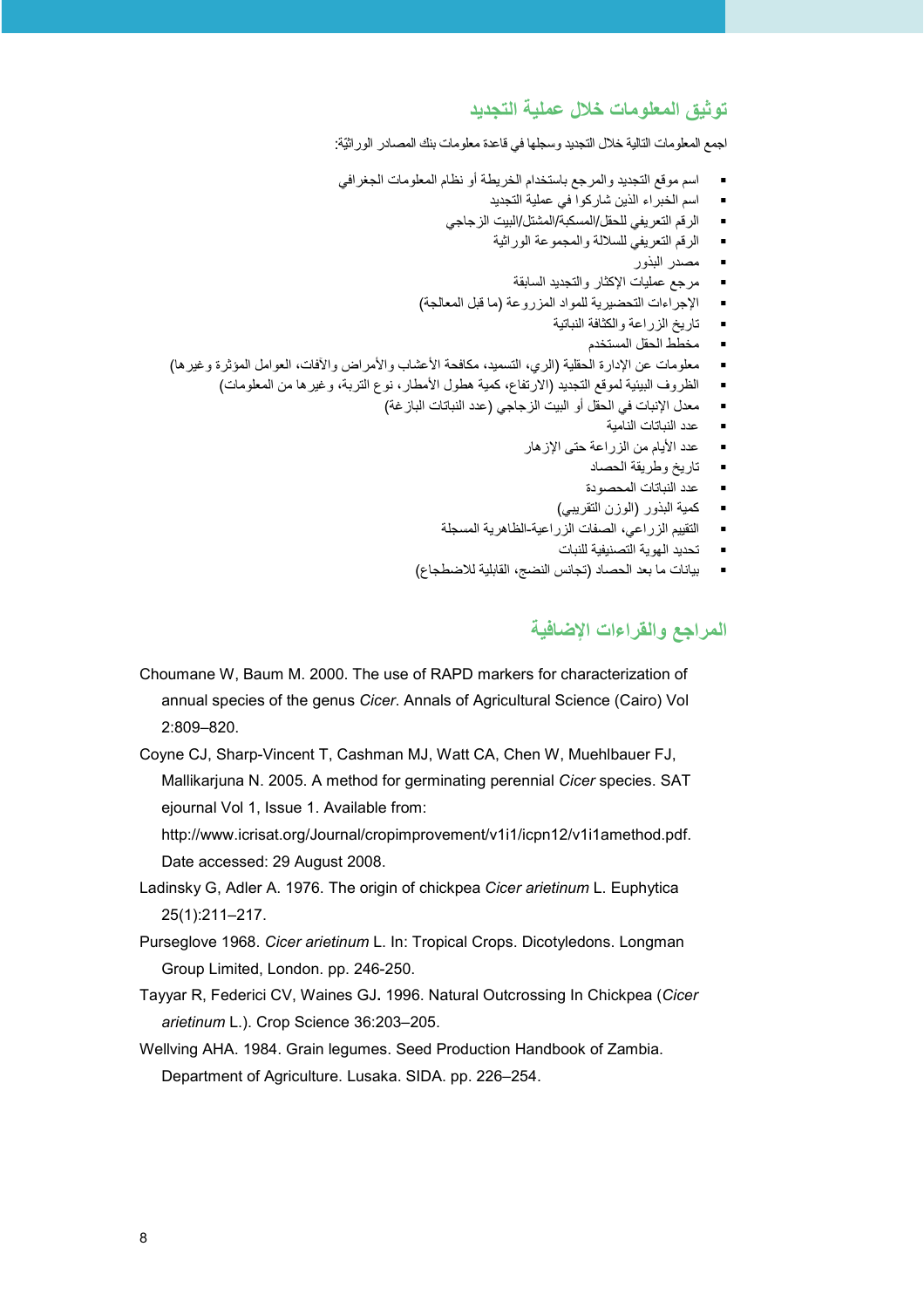## توثيق المعلومات خلال عملية التجديد

اجمع المعلومات التالية خلال التجديد وسجلها في قاعدة معلومات بنك المصادر الوراثيّة:

- اسم موقع التجديد والمرجع باستخدام الخريطة أو نظام المعلومات الجغرافي
- اسم الخبراء الذين شاركوا في عملية التجديد
- الرقم التعريفي للحقل/المسكبة/المشتل/البيت الزجاجي
- الرقم التعريفي للسلالة والمجموعة الوراثية
- مصدر البذور
- مرجع عمليات الإكثار والتجديد السابقة
- الإجراءات التحضيرية للمواد المزروعة (ما قبل المعالجة)
- تاريخ الزراعة والكثافة النباتية
- مخطط الحقل المستخدم
- معلومات عن الإدارة الحقلية (الري، التسميد، مكافحة الأعشاب والأمراض والآفات، العوامل المؤثرة وغيرها)
- الظروف البيئية لموقع التجديد (الارتفاع، كمية هطول الأمطار، نوع التربة، وغيرها من المعلومات)
- معدل الإنبات في الحقل أو البيت الزجاجي (عدد النباتات البازغة)
- عدد النباتات النامية
- عدد الأيام من الزراعة حتى الإزهار
- تاريخ وطريقة الحصاد
- عدد النباتات المحصودة
- كمية البذور (الوزن التقريبي)
- التقييم الزراعي، الصفات الزراعية-الظاهرية المسجلة
- تحديد الهوية التصنيفية للنبات
- بيانات ما بعد الحصاد (تجانس النضج، القابلية للاضطجاع)

## المراجع والقراءات الإضافية

Choumane W, Baum M. 2000. The use of RAPD markers for characterization of annual species of the genus *Cicer*. Annals of Agricultural Science (Cairo) Vol 2:809–820.

Coyne CJ, Sharp-Vincent T, Cashman MJ, Watt CA, Chen W, Muehlbauer FJ, Mallikarjuna N. 2005. A method for germinating perennial *Cicer* species. SAT ejournal Vol 1, Issue 1. Available from: http://www.icrisat.org/Journal/cropimprovement/v1i1/icpn12/v1i1amethod.pdf. Date accessed: 29 August 2008.

Ladinsky G, Adler A. 1976. The origin of chickpea *Cicer arietinum* L. Euphytica 25(1):211–217.

Purseglove 1968. *Cicer arietinum* L. In: Tropical Crops. Dicotyledons. Longman Group Limited, London. pp. 246-250.

Tayyar R, Federici CV, Waines GJ**.** 1996. Natural Outcrossing In Chickpea (*Cicer arietinum* L.). Crop Science 36:203–205.

Wellving AHA. 1984. Grain legumes. Seed Production Handbook of Zambia. Department of Agriculture. Lusaka. SIDA. pp. 226–254.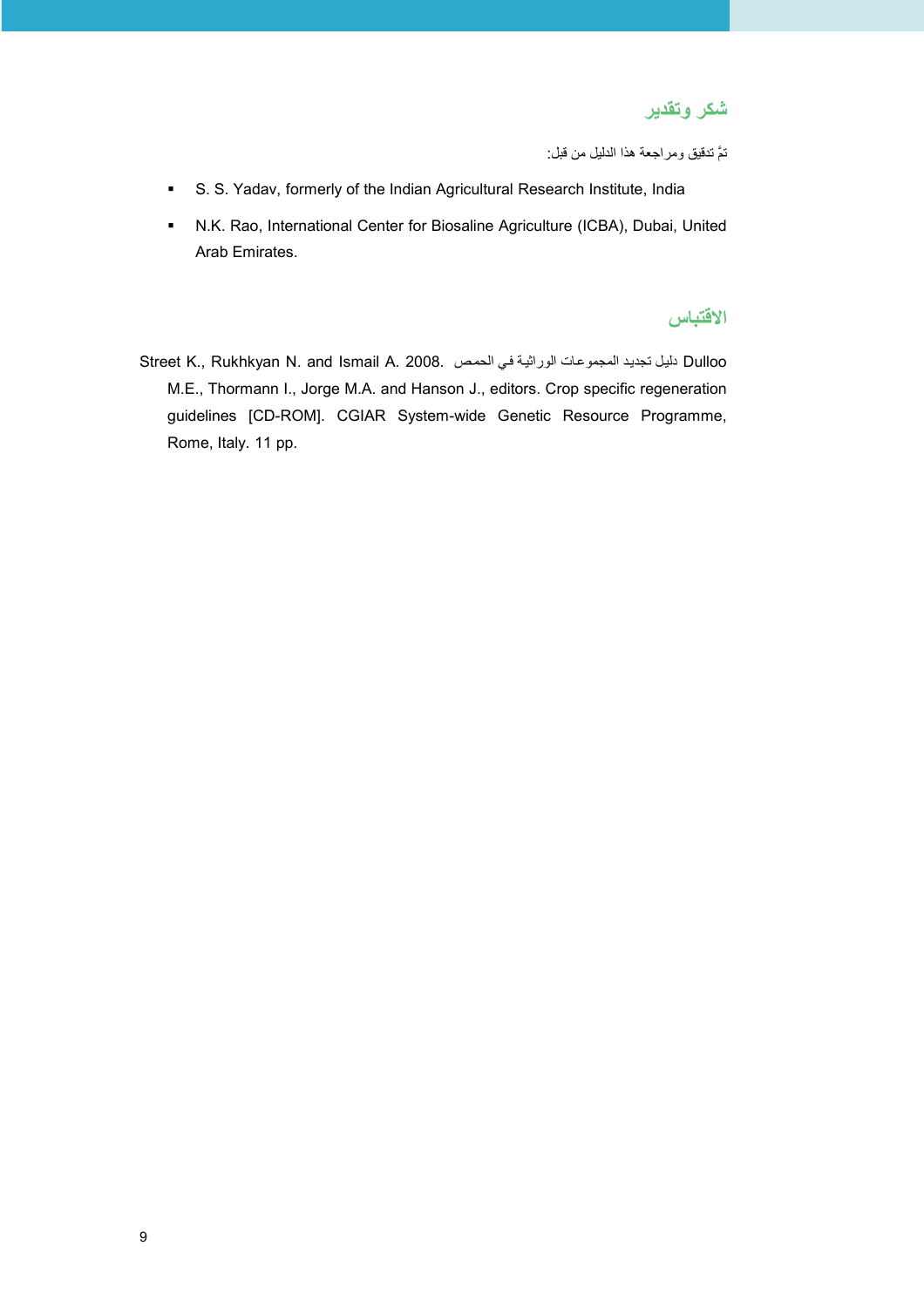## شكر وتقدير

تمَّ تدقيق ومراجعة هذا الدليل من قبل:

- S. S. Yadav, formerly of the Indian Agricultural Research Institute, India
- N.K. Rao, International Center for Biosaline Agriculture (ICBA), Dubai, United Arab Emirates.

## الاقتباس

Street K., Rukhkyan N. and Ismail A. 2008. دليل تجديد المجموعات الوراثية في الحمص Dulloo M.E., Thormann I., Jorge M.A. and Hanson J., editors. Crop specific regeneration guidelines [CD-ROM]. CGIAR System-wide Genetic Resource Programme, Rome, Italy. 11 pp.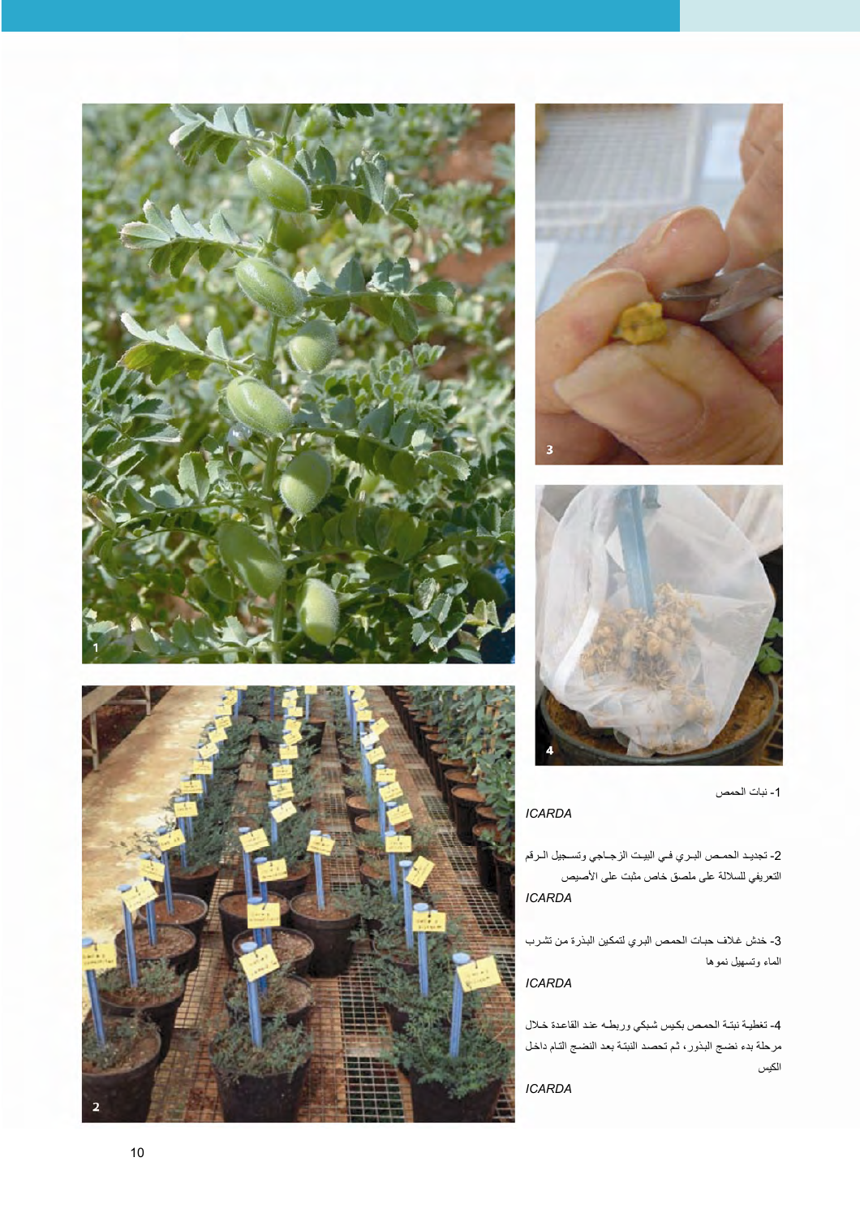1- نبات الحمص

*ICARDA*

2- تجديد الحمص البري في البيت الزجاجي وتسجيل الرقم التعريفي للسلالة على ملصق خاص مثبت على الأصيص

*ICARDA*

3- خدش غلاف حبات الحمص البري لتمكين البذرة من تشرب الماء وتسهيل نموها

*ICARDA*

4- تغطية نبتة الحمص بكيس شبكي وربطه عند القاعدة خلال مرحلة بدء نضج البذور، ثم تحصد النبتة بعد النضج التام داخل الكيس

*ICARDA*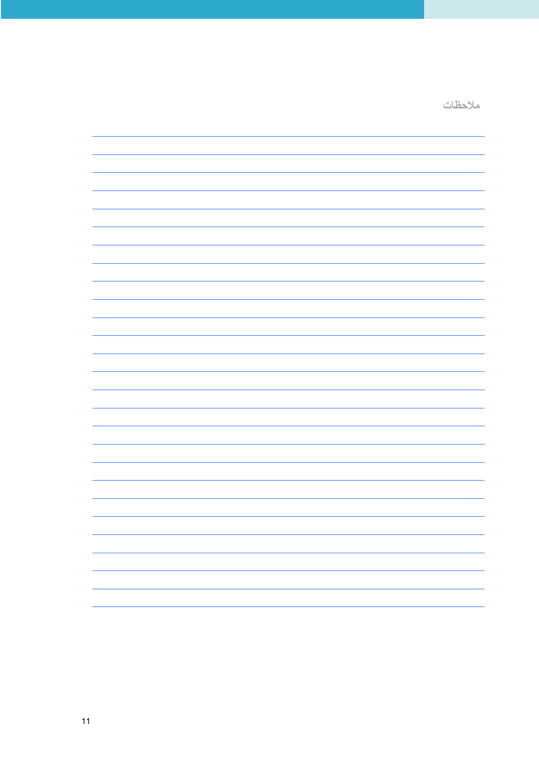ملاحظات